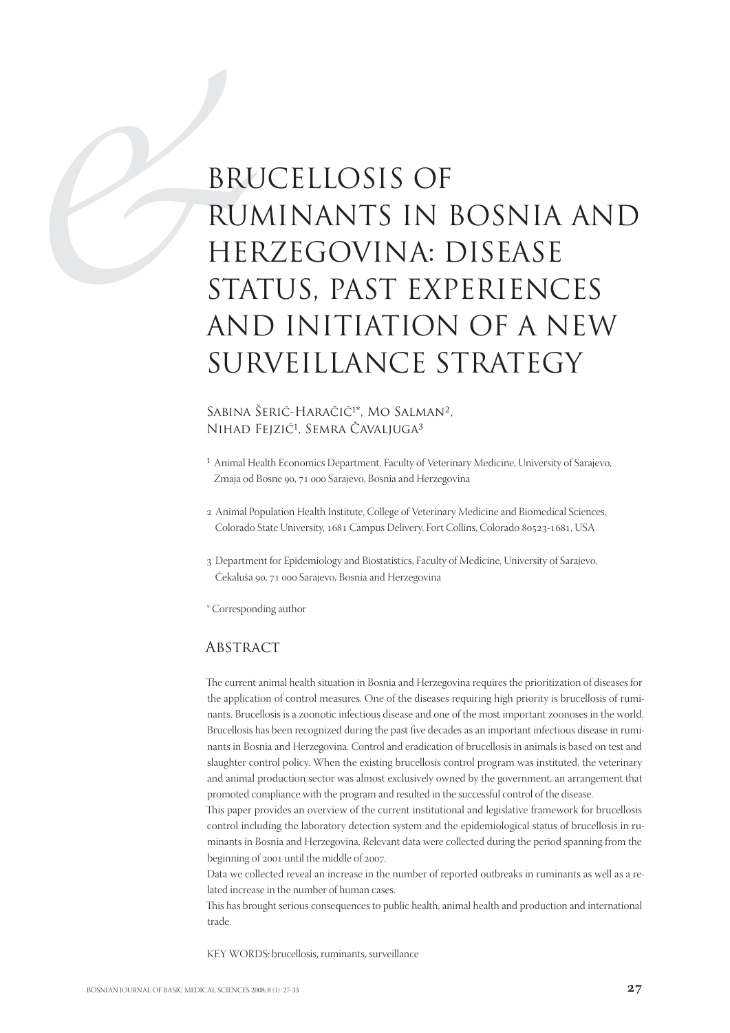# BRUCELLOSIS OF RUMINANTS IN BOSNIA AND HERZEGOVINA: DISEASE STATUS, PAST EXPERIENCES AND INITIATION OF A NEW SURVEILLANCE STRATEGY

Sabina Šerić-Haračić[1]*, Mo Salman[2], Nihad Fejzić[1], Semra Čavaljuga[3]

[1] Animal Health Economics Department, Faculty of Veterinary Medicine, University of Sarajevo, Zmaja od Bosne 90, 71 000 Sarajevo, Bosnia and Herzegovina

[2] Animal Population Health Institute, College of Veterinary Medicine and Biomedical Sciences, Colorado State University, 1681 Campus Delivery, Fort Collins, Colorado 80523-1681, USA

[3] Department for Epidemiology and Biostatistics, Faculty of Medicine, University of Sarajevo, Čekaluša 90, 71 000 Sarajevo, Bosnia and Herzegovina

* Corresponding author

## Abstract

The current animal health situation in Bosnia and Herzegovina requires the prioritization of diseases for the application of control measures. One of the diseases requiring high priority is brucellosis of ruminants. Brucellosis is a zoonotic infectious disease and one of the most important zoonoses in the world. Brucellosis has been recognized during the past five decades as an important infectious disease in ruminants in Bosnia and Herzegovina. Control and eradication of brucellosis in animals is based on test and slaughter control policy. When the existing brucellosis control program was instituted, the veterinary and animal production sector was almost exclusively owned by the government, an arrangement that promoted compliance with the program and resulted in the successful control of the disease.

This paper provides an overview of the current institutional and legislative framework for brucellosis control including the laboratory detection system and the epidemiological status of brucellosis in ruminants in Bosnia and Herzegovina. Relevant data were collected during the period spanning from the beginning of 2001 until the middle of 2007.

Data we collected reveal an increase in the number of reported outbreaks in ruminants as well as a related increase in the number of human cases.

This has brought serious consequences to public health, animal health and production and international trade.

KEY WORDS: brucellosis, ruminants, surveillance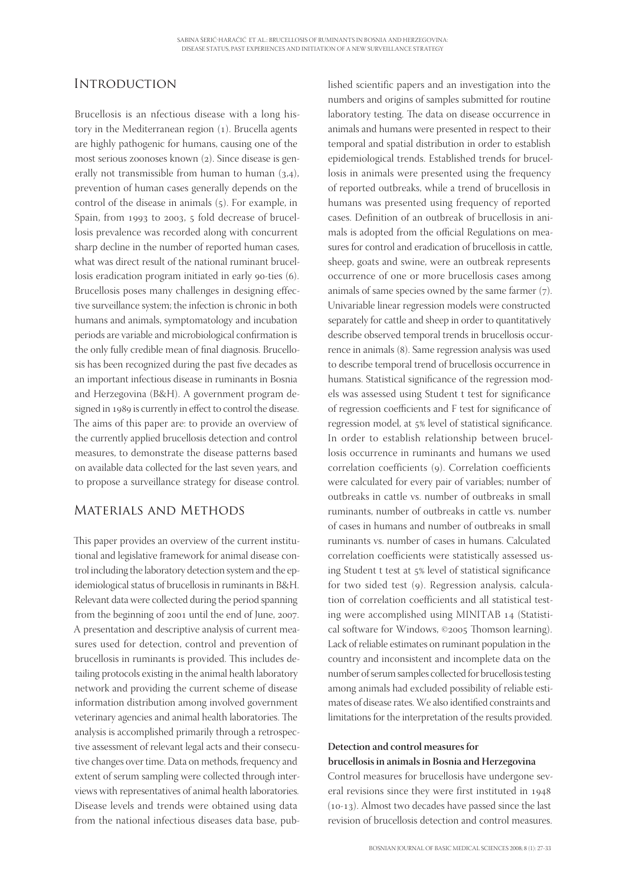## Introduction

Brucellosis is an nfectious disease with a long history in the Mediterranean region (1). Brucella agents are highly pathogenic for humans, causing one of the most serious zoonoses known (2). Since disease is generally not transmissible from human to human (3,4), prevention of human cases generally depends on the control of the disease in animals (5). For example, in Spain, from 1993 to 2003, 5 fold decrease of brucellosis prevalence was recorded along with concurrent sharp decline in the number of reported human cases, what was direct result of the national ruminant brucellosis eradication program initiated in early 90-ties (6). Brucellosis poses many challenges in designing effective surveillance system; the infection is chronic in both humans and animals, symptomatology and incubation periods are variable and microbiological confirmation is the only fully credible mean of final diagnosis. Brucellosis has been recognized during the past five decades as an important infectious disease in ruminants in Bosnia and Herzegovina (B&H). A government program designed in 1989 is currently in effect to control the disease. The aims of this paper are: to provide an overview of the currently applied brucellosis detection and control measures, to demonstrate the disease patterns based on available data collected for the last seven years, and to propose a surveillance strategy for disease control.

## Materials and Methods

This paper provides an overview of the current institutional and legislative framework for animal disease control including the laboratory detection system and the epidemiological status of brucellosis in ruminants in B&H. Relevant data were collected during the period spanning from the beginning of 2001 until the end of June, 2007. A presentation and descriptive analysis of current measures used for detection, control and prevention of brucellosis in ruminants is provided. This includes detailing protocols existing in the animal health laboratory network and providing the current scheme of disease information distribution among involved government veterinary agencies and animal health laboratories. The analysis is accomplished primarily through a retrospective assessment of relevant legal acts and their consecutive changes over time. Data on methods, frequency and extent of serum sampling were collected through interviews with representatives of animal health laboratories. Disease levels and trends were obtained using data from the national infectious diseases data base, published scientific papers and an investigation into the numbers and origins of samples submitted for routine laboratory testing. The data on disease occurrence in animals and humans were presented in respect to their temporal and spatial distribution in order to establish epidemiological trends. Established trends for brucellosis in animals were presented using the frequency of reported outbreaks, while a trend of brucellosis in humans was presented using frequency of reported cases. Definition of an outbreak of brucellosis in animals is adopted from the official Regulations on measures for control and eradication of brucellosis in cattle, sheep, goats and swine, were an outbreak represents occurrence of one or more brucellosis cases among animals of same species owned by the same farmer (7). Univariable linear regression models were constructed separately for cattle and sheep in order to quantitatively describe observed temporal trends in brucellosis occurrence in animals (8). Same regression analysis was used to describe temporal trend of brucellosis occurrence in humans. Statistical significance of the regression models was assessed using Student t test for significance of regression coefficients and F test for significance of regression model, at 5% level of statistical significance. In order to establish relationship between brucellosis occurrence in ruminants and humans we used correlation coefficients (9). Correlation coefficients were calculated for every pair of variables; number of outbreaks in cattle vs. number of outbreaks in small ruminants, number of outbreaks in cattle vs. number of cases in humans and number of outbreaks in small ruminants vs. number of cases in humans. Calculated correlation coefficients were statistically assessed using Student t test at 5% level of statistical significance for two sided test (9). Regression analysis, calculation of correlation coefficients and all statistical testing were accomplished using MINITAB 14 (Statistical software for Windows, ©2005 Thomson learning). Lack of reliable estimates on ruminant population in the country and inconsistent and incomplete data on the number of serum samples collected for brucellosis testing among animals had excluded possibility of reliable estimates of disease rates. We also identified constraints and limitations for the interpretation of the results provided.

### Detection and control measures for brucellosis in animals in Bosnia and Herzegovina

Control measures for brucellosis have undergone several revisions since they were first instituted in 1948 (10-13). Almost two decades have passed since the last revision of brucellosis detection and control measures.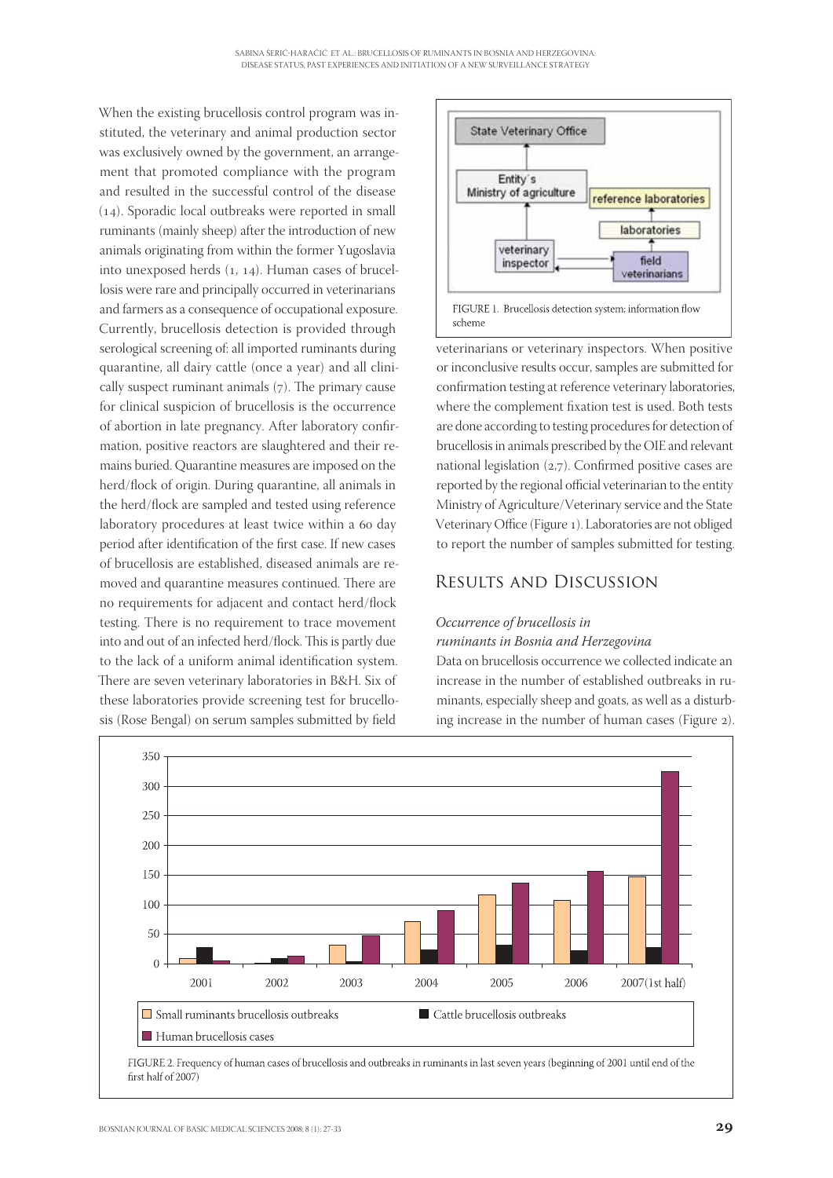When the existing brucellosis control program was instituted, the veterinary and animal production sector was exclusively owned by the government, an arrangement that promoted compliance with the program and resulted in the successful control of the disease (14). Sporadic local outbreaks were reported in small ruminants (mainly sheep) after the introduction of new animals originating from within the former Yugoslavia into unexposed herds (1, 14). Human cases of brucellosis were rare and principally occurred in veterinarians and farmers as a consequence of occupational exposure. Currently, brucellosis detection is provided through serological screening of: all imported ruminants during quarantine, all dairy cattle (once a year) and all clinically suspect ruminant animals (7). The primary cause for clinical suspicion of brucellosis is the occurrence of abortion in late pregnancy. After laboratory confirmation, positive reactors are slaughtered and their remains buried. Quarantine measures are imposed on the herd/flock of origin. During quarantine, all animals in the herd/flock are sampled and tested using reference laboratory procedures at least twice within a 60 day period after identification of the first case. If new cases of brucellosis are established, diseased animals are removed and quarantine measures continued. There are no requirements for adjacent and contact herd/flock testing. There is no requirement to trace movement into and out of an infected herd/flock. This is partly due to the lack of a uniform animal identification system. There are seven veterinary laboratories in B&H. Six of these laboratories provide screening test for brucellosis (Rose Bengal) on serum samples submitted by field veterinarians or veterinary inspectors. When positive or inconclusive results occur, samples are submitted for confirmation testing at reference veterinary laboratories, where the complement fixation test is used. Both tests are done according to testing procedures for detection of brucellosis in animals prescribed by the OIE and relevant national legislation (2,7). Confirmed positive cases are reported by the regional official veterinarian to the entity Ministry of Agriculture/Veterinary service and the State Veterinary Office (Figure 1). Laboratories are not obliged to report the number of samples submitted for testing.

FIGURE 1. Brucellosis detection system; information flow scheme

## Results and Discussion

### *Occurrence of brucellosis in ruminants in Bosnia and Herzegovina*

Data on brucellosis occurrence we collected indicate an increase in the number of established outbreaks in ruminants, especially sheep and goats, as well as a disturbing increase in the number of human cases (Figure 2).

FIGURE 2. Frequency of human cases of brucellosis and outbreaks in ruminants in last seven years (beginning of 2001 until end of the first half of 2007)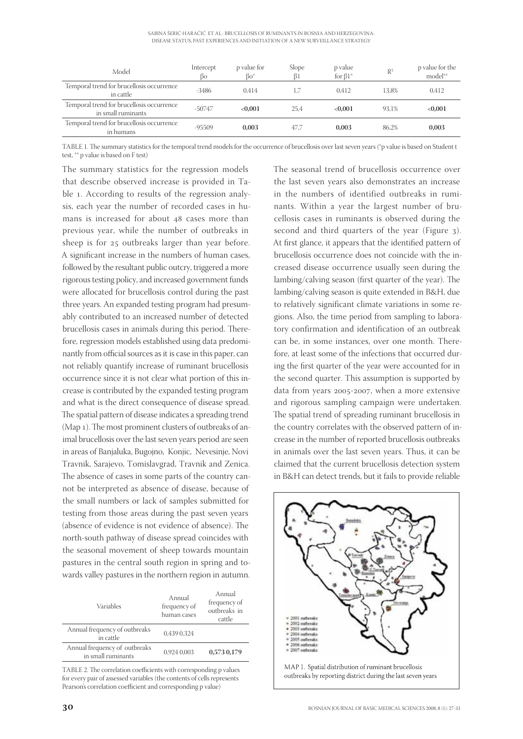| Model | Intercept $\beta_0$ | p value for $\beta_0$* | Slope $\beta_1$ | p value for $\beta_1$* | $R^2$ | p value for the model** |
|---|---|---|---|---|---|---|
| Temporal trend for brucellosis occurrence in cattle | -3486 | 0,414 | 1,7 | 0,412 | 13,8% | 0,412 |
| Temporal trend for brucellosis occurrence in small ruminants | -50747 | **<0,001** | 25,4 | **<0,001** | 93,1% | **<0,001** |
| Temporal trend for brucellosis occurrence in humans | -95509 | **0,003** | 47,7 | **0,003** | 86,2% | **0,003** |

TABLE 1. The summary statistics for the temporal trend models for the occurrence of brucellosis over last seven years (*p value is based on Student t test, ** p value is based on F test)

The summary statistics for the regression models that describe observed increase is provided in Table 1. According to results of the regression analysis, each year the number of recorded cases in humans is increased for about 48 cases more than previous year, while the number of outbreaks in sheep is for 25 outbreaks larger than year before. A significant increase in the numbers of human cases, followed by the resultant public outcry, triggered a more rigorous testing policy, and increased government funds were allocated for brucellosis control during the past three years. An expanded testing program had presumably contributed to an increased number of detected brucellosis cases in animals during this period. Therefore, regression models established using data predominantly from official sources as it is case in this paper, can not reliably quantify increase of ruminant brucellosis occurrence since it is not clear what portion of this increase is contributed by the expanded testing program and what is the direct consequence of disease spread. The spatial pattern of disease indicates a spreading trend (Map 1). The most prominent clusters of outbreaks of animal brucellosis over the last seven years period are seen in areas of Banjaluka, Bugojno, Konjic, Nevesinje, Novi Travnik, Sarajevo, Tomislavgrad, Travnik and Zenica. The absence of cases in some parts of the country cannot be interpreted as absence of disease, because of the small numbers or lack of samples submitted for testing from those areas during the past seven years (absence of evidence is not evidence of absence). The north-south pathway of disease spread coincides with the seasonal movement of sheep towards mountain pastures in the central south region in spring and towards valley pastures in the northern region in autumn.

| Variables | Annual frequency of human cases | Annual frequency of outbreaks in cattle |
|---|---|---|
| Annual frequency of outbreaks in cattle | 0,439 0,324 | |
| Annual frequency of outbreaks in small ruminants | 0,924 0,003 | **0,573 0,179** |

TABLE 2. The correlation coefficients with corresponding p values for every pair of assessed variables (the contents of cells represents Pearson's correlation coefficient and corresponding p value)

The seasonal trend of brucellosis occurrence over the last seven years also demonstrates an increase in the numbers of identified outbreaks in ruminants. Within a year the largest number of brucellosis cases in ruminants is observed during the second and third quarters of the year (Figure 3). At first glance, it appears that the identified pattern of brucellosis occurrence does not coincide with the increased disease occurrence usually seen during the lambing/calving season (first quarter of the year). The lambing/calving season is quite extended in B&H, due to relatively significant climate variations in some regions. Also, the time period from sampling to laboratory confirmation and identification of an outbreak can be, in some instances, over one month. Therefore, at least some of the infections that occurred during the first quarter of the year were accounted for in the second quarter. This assumption is supported by data from years 2005-2007, when a more extensive and rigorous sampling campaign were undertaken. The spatial trend of spreading ruminant brucellosis in the country correlates with the observed pattern of increase in the number of reported brucellosis outbreaks in animals over the last seven years. Thus, it can be claimed that the current brucellosis detection system in B&H can detect trends, but it fails to provide reliable

MAP 1. Spatial distribution of ruminant brucellosis outbreaks by reporting district during the last seven years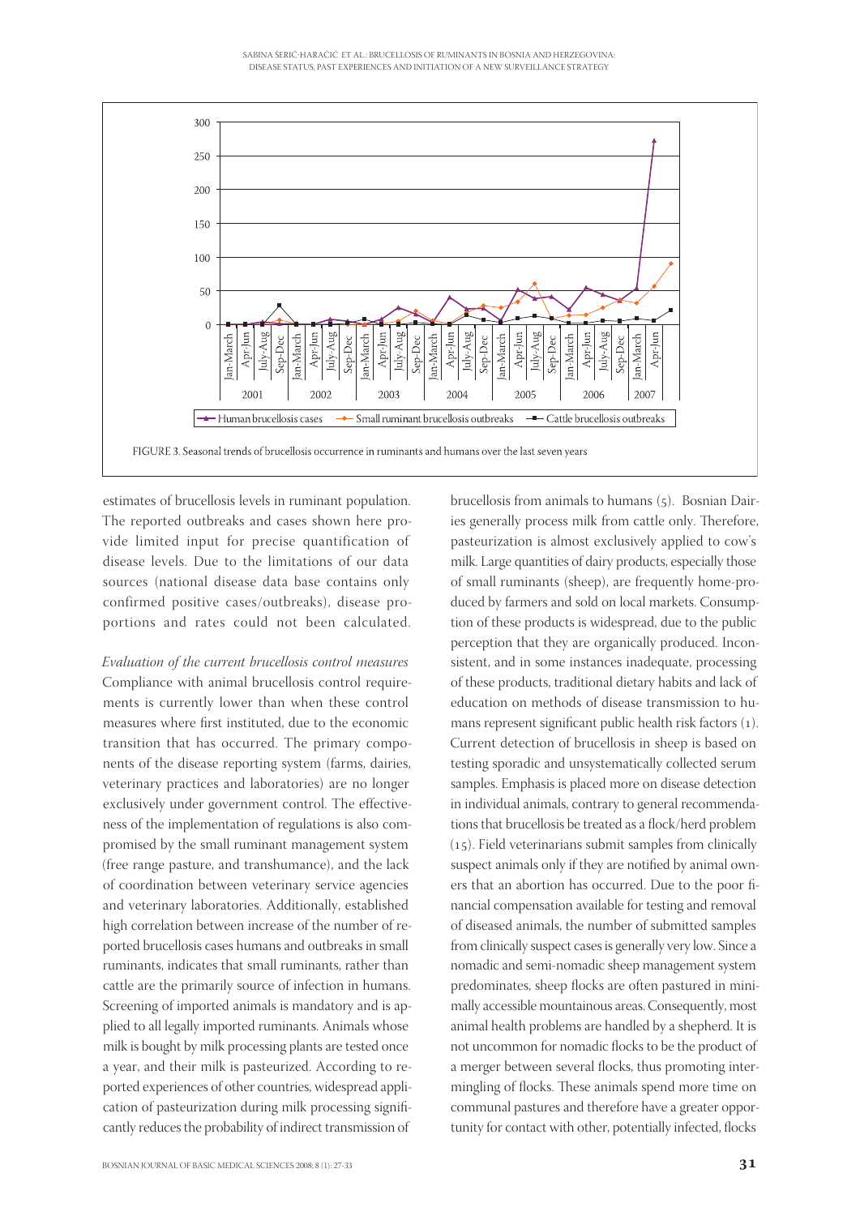FIGURE 3. Seasonal trends of brucellosis occurrence in ruminants and humans over the last seven years

estimates of brucellosis levels in ruminant population. The reported outbreaks and cases shown here provide limited input for precise quantification of disease levels. Due to the limitations of our data sources (national disease data base contains only confirmed positive cases/outbreaks), disease proportions and rates could not been calculated.

*Evaluation of the current brucellosis control measures*

Compliance with animal brucellosis control requirements is currently lower than when these control measures where first instituted, due to the economic transition that has occurred. The primary components of the disease reporting system (farms, dairies, veterinary practices and laboratories) are no longer exclusively under government control. The effectiveness of the implementation of regulations is also compromised by the small ruminant management system (free range pasture, and transhumance), and the lack of coordination between veterinary service agencies and veterinary laboratories. Additionally, established high correlation between increase of the number of reported brucellosis cases humans and outbreaks in small ruminants, indicates that small ruminants, rather than cattle are the primarily source of infection in humans. Screening of imported animals is mandatory and is applied to all legally imported ruminants. Animals whose milk is bought by milk processing plants are tested once a year, and their milk is pasteurized. According to reported experiences of other countries, widespread application of pasteurization during milk processing significantly reduces the probability of indirect transmission of brucellosis from animals to humans (5). Bosnian Dairies generally process milk from cattle only. Therefore, pasteurization is almost exclusively applied to cow's milk. Large quantities of dairy products, especially those of small ruminants (sheep), are frequently home-produced by farmers and sold on local markets. Consumption of these products is widespread, due to the public perception that they are organically produced. Inconsistent, and in some instances inadequate, processing of these products, traditional dietary habits and lack of education on methods of disease transmission to humans represent significant public health risk factors (1). Current detection of brucellosis in sheep is based on testing sporadic and unsystematically collected serum samples. Emphasis is placed more on disease detection in individual animals, contrary to general recommendations that brucellosis be treated as a flock/herd problem (15). Field veterinarians submit samples from clinically suspect animals only if they are notified by animal owners that an abortion has occurred. Due to the poor financial compensation available for testing and removal of diseased animals, the number of submitted samples from clinically suspect cases is generally very low. Since a nomadic and semi-nomadic sheep management system predominates, sheep flocks are often pastured in minimally accessible mountainous areas. Consequently, most animal health problems are handled by a shepherd. It is not uncommon for nomadic flocks to be the product of a merger between several flocks, thus promoting intermingling of flocks. These animals spend more time on communal pastures and therefore have a greater opportunity for contact with other, potentially infected, flocks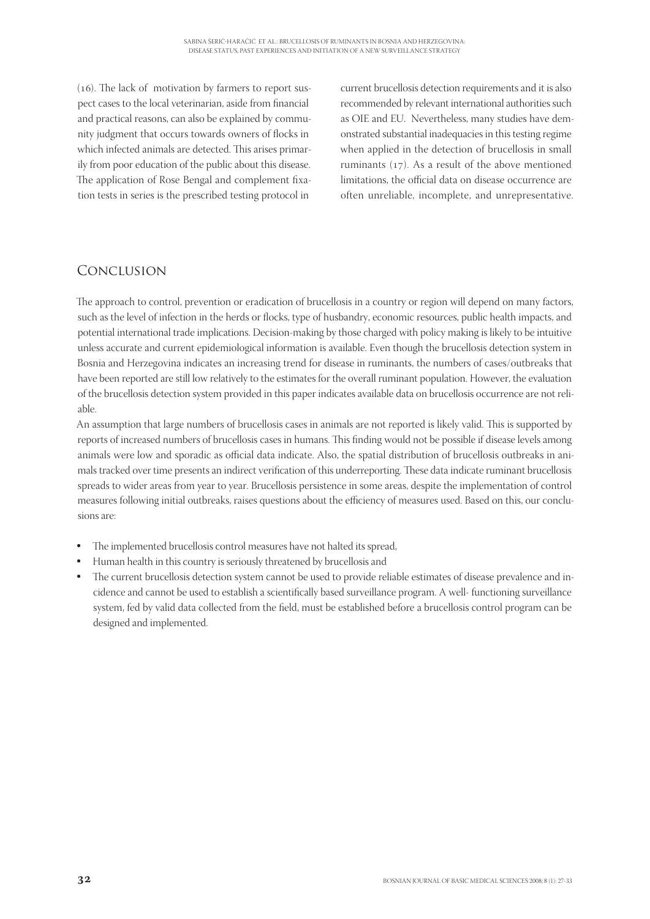(16). The lack of motivation by farmers to report suspect cases to the local veterinarian, aside from financial and practical reasons, can also be explained by community judgment that occurs towards owners of flocks in which infected animals are detected. This arises primarily from poor education of the public about this disease. The application of Rose Bengal and complement fixation tests in series is the prescribed testing protocol in current brucellosis detection requirements and it is also recommended by relevant international authorities such as OIE and EU. Nevertheless, many studies have demonstrated substantial inadequacies in this testing regime when applied in the detection of brucellosis in small ruminants (17). As a result of the above mentioned limitations, the official data on disease occurrence are often unreliable, incomplete, and unrepresentative.

## Conclusion

The approach to control, prevention or eradication of brucellosis in a country or region will depend on many factors, such as the level of infection in the herds or flocks, type of husbandry, economic resources, public health impacts, and potential international trade implications. Decision-making by those charged with policy making is likely to be intuitive unless accurate and current epidemiological information is available. Even though the brucellosis detection system in Bosnia and Herzegovina indicates an increasing trend for disease in ruminants, the numbers of cases/outbreaks that have been reported are still low relatively to the estimates for the overall ruminant population. However, the evaluation of the brucellosis detection system provided in this paper indicates available data on brucellosis occurrence are not reliable.

An assumption that large numbers of brucellosis cases in animals are not reported is likely valid. This is supported by reports of increased numbers of brucellosis cases in humans. This finding would not be possible if disease levels among animals were low and sporadic as official data indicate. Also, the spatial distribution of brucellosis outbreaks in animals tracked over time presents an indirect verification of this underreporting. These data indicate ruminant brucellosis spreads to wider areas from year to year. Brucellosis persistence in some areas, despite the implementation of control measures following initial outbreaks, raises questions about the efficiency of measures used. Based on this, our conclusions are:

- The implemented brucellosis control measures have not halted its spread,
- Human health in this country is seriously threatened by brucellosis and
- The current brucellosis detection system cannot be used to provide reliable estimates of disease prevalence and incidence and cannot be used to establish a scientifically based surveillance program. A well- functioning surveillance system, fed by valid data collected from the field, must be established before a brucellosis control program can be designed and implemented.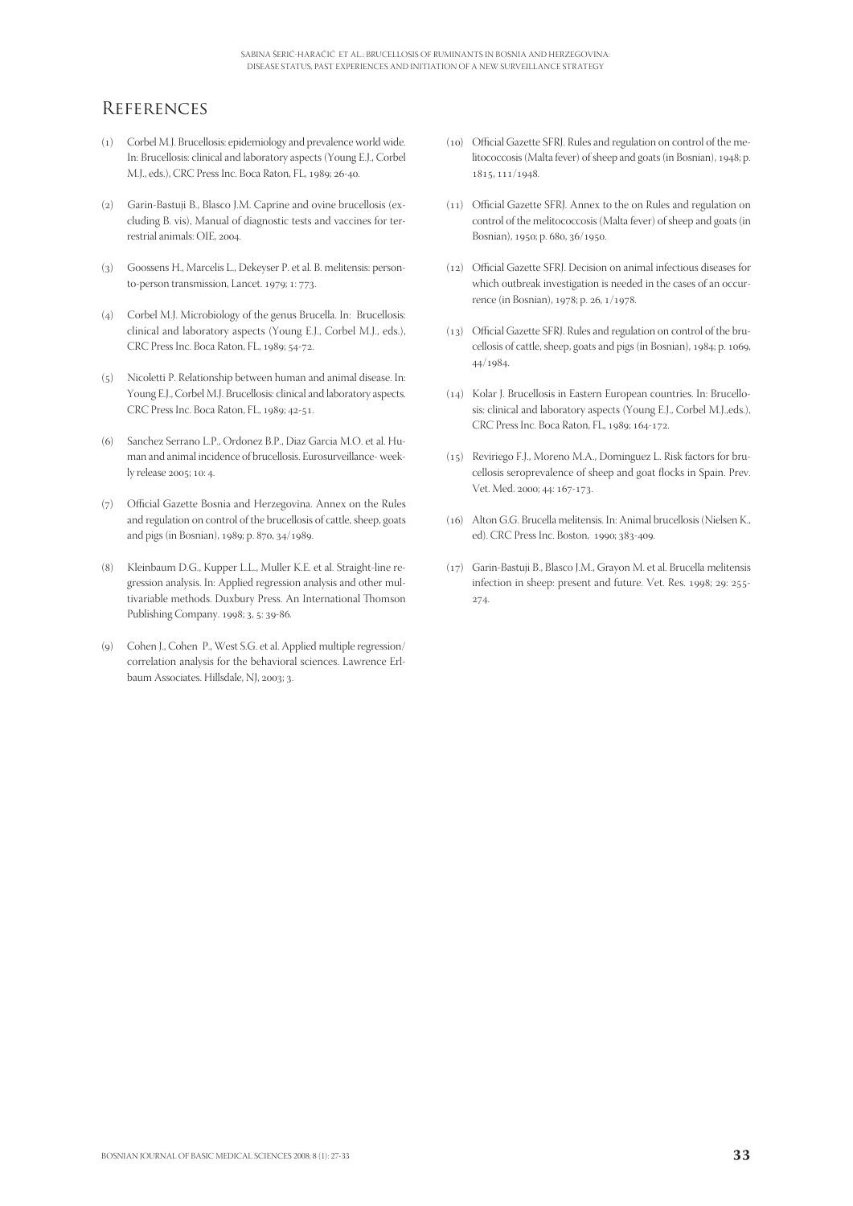# References

(1) Corbel M.J. Brucellosis: epidemiology and prevalence world wide. In: Brucellosis: clinical and laboratory aspects (Young E.J., Corbel M.J., eds.), CRC Press Inc. Boca Raton, FL, 1989; 26-40.

(2) Garin-Bastuji B., Blasco J.M. Caprine and ovine brucellosis (excluding B. vis), Manual of diagnostic tests and vaccines for terrestrial animals: OIE, 2004.

(3) Goossens H., Marcelis L., Dekeyser P. et al. B. melitensis: person-to-person transmission, Lancet. 1979; 1: 773.

(4) Corbel M.J. Microbiology of the genus Brucella. In: Brucellosis: clinical and laboratory aspects (Young E.J., Corbel M.J., eds.), CRC Press Inc. Boca Raton, FL, 1989; 54-72.

(5) Nicoletti P. Relationship between human and animal disease. In: Young E.J., Corbel M.J. Brucellosis: clinical and laboratory aspects. CRC Press Inc. Boca Raton, FL, 1989; 42-51.

(6) Sanchez Serrano L.P., Ordonez B.P., Diaz Garcia M.O. et al. Human and animal incidence of brucellosis. Eurosurveillance- weekly release 2005; 10: 4.

(7) Official Gazette Bosnia and Herzegovina. Annex on the Rules and regulation on control of the brucellosis of cattle, sheep, goats and pigs (in Bosnian), 1989; p. 870, 34/1989.

(8) Kleinbaum D.G., Kupper L.L., Muller K.E. et al. Straight-line regression analysis. In: Applied regression analysis and other multivariable methods. Duxbury Press. An International Thomson Publishing Company. 1998; 3, 5: 39-86.

(9) Cohen J., Cohen P., West S.G. et al. Applied multiple regression/correlation analysis for the behavioral sciences. Lawrence Erlbaum Associates. Hillsdale, NJ, 2003; 3.

(10) Official Gazette SFRJ. Rules and regulation on control of the melitococcosis (Malta fever) of sheep and goats (in Bosnian), 1948; p. 1815, 111/1948.

(11) Official Gazette SFRJ. Annex to the on Rules and regulation on control of the melitococcosis (Malta fever) of sheep and goats (in Bosnian), 1950; p. 680, 36/1950.

(12) Official Gazette SFRJ. Decision on animal infectious diseases for which outbreak investigation is needed in the cases of an occurrence (in Bosnian), 1978; p. 26, 1/1978.

(13) Official Gazette SFRJ. Rules and regulation on control of the brucellosis of cattle, sheep, goats and pigs (in Bosnian), 1984; p. 1069, 44/1984.

(14) Kolar J. Brucellosis in Eastern European countries. In: Brucellosis: clinical and laboratory aspects (Young E.J., Corbel M.J.,eds.), CRC Press Inc. Boca Raton, FL, 1989; 164-172.

(15) Reviriego F.J., Moreno M.A., Dominguez L. Risk factors for brucellosis seroprevalence of sheep and goat flocks in Spain. Prev. Vet. Med. 2000; 44: 167-173.

(16) Alton G.G. Brucella melitensis. In: Animal brucellosis (Nielsen K., ed). CRC Press Inc. Boston, 1990; 383-409.

(17) Garin-Bastuji B., Blasco J.M., Grayon M. et al. Brucella melitensis infection in sheep: present and future. Vet. Res. 1998; 29: 255-274.